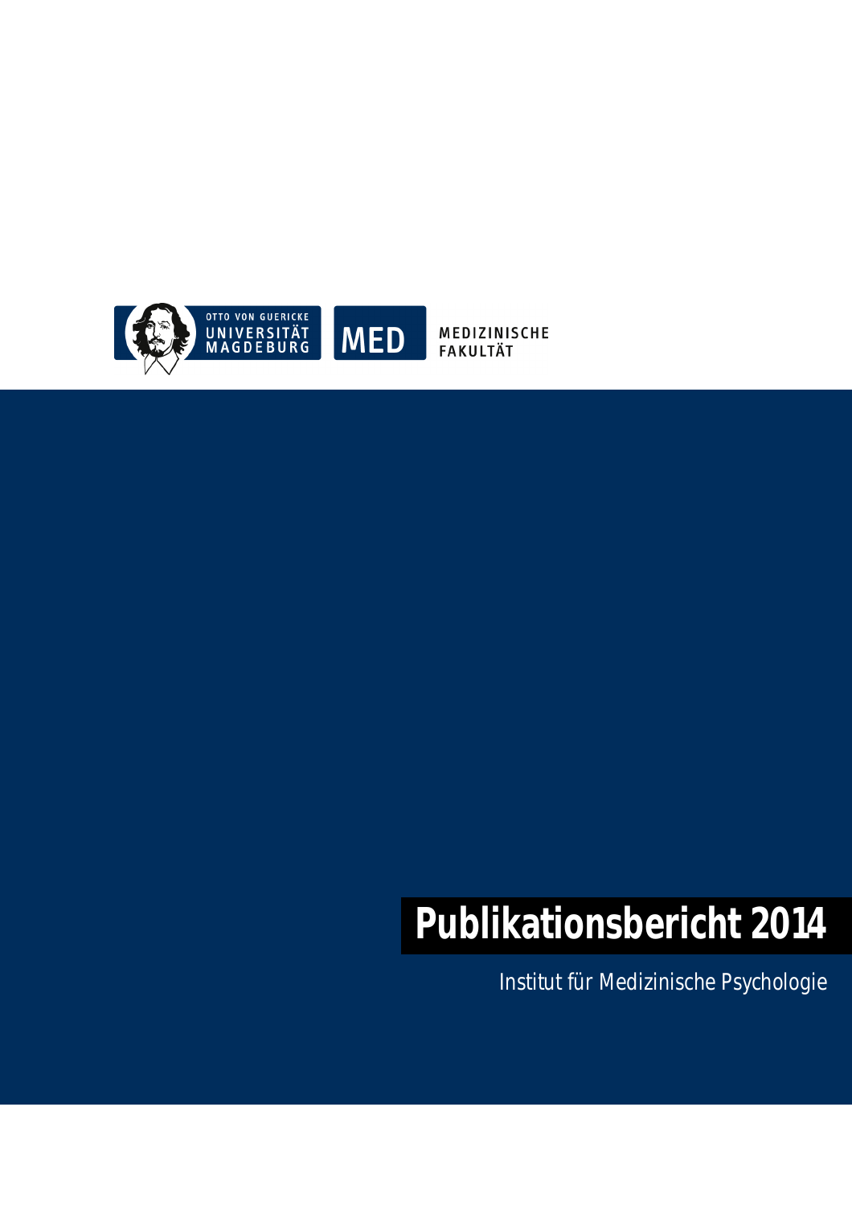OTTO VON GUERICKE UNIVERSITÄT MAGDEBURG

MED MEDIZINISCHE FAKULTÄT

# Publikationsbericht 2014

Institut für Medizinische Psychologie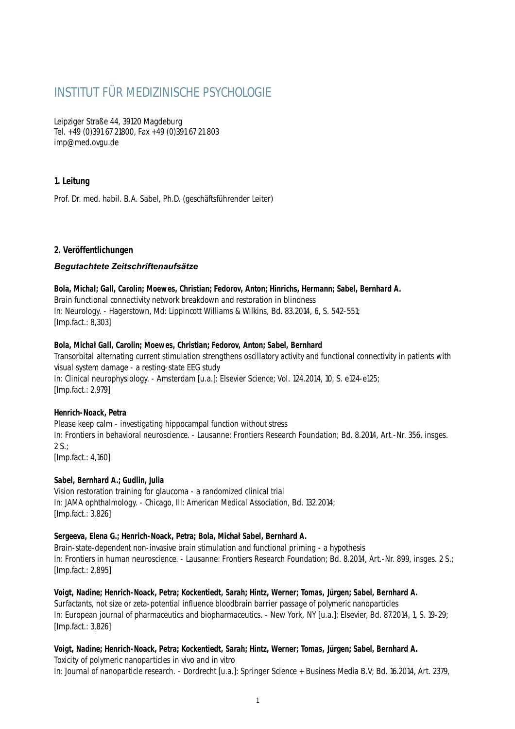# INSTITUT FÜR MEDIZINISCHE PSYCHOLOGIE

Leipziger Straße 44, 39120 Magdeburg
Tel. +49 (0)391 67 21800, Fax +49 (0)391 67 21 803
imp@med.ovgu.de

## 1. Leitung

Prof. Dr. med. habil. B.A. Sabel, Ph.D. (geschäftsführender Leiter)

## 2. Veröffentlichungen

### *Begutachtete Zeitschriftenaufsätze*

**Bola, Michal; Gall, Carolin; Moewes, Christian; Fedorov, Anton; Hinrichs, Hermann; Sabel, Bernhard A.**
Brain functional connectivity network breakdown and restoration in blindness
In: Neurology. - Hagerstown, Md: Lippincott Williams & Wilkins, Bd. 83.2014, 6, S. 542-551;
[Imp.fact.: 8,303]

**Bola, Michał Gall, Carolin; Moewes, Christian; Fedorov, Anton; Sabel, Bernhard**
Transorbital alternating current stimulation strengthens oscillatory activity and functional connectivity in patients with visual system damage - a resting-state EEG study
In: Clinical neurophysiology. - Amsterdam [u.a.]: Elsevier Science; Vol. 124.2014, 10, S. e124-e125;
[Imp.fact.: 2,979]

**Henrich-Noack, Petra**
Please keep calm - investigating hippocampal function without stress
In: Frontiers in behavioral neuroscience. - Lausanne: Frontiers Research Foundation; Bd. 8.2014, Art.-Nr. 356, insges. 2 S.;
[Imp.fact.: 4,160]

**Sabel, Bernhard A.; Gudlin, Julia**
Vision restoration training for glaucoma - a randomized clinical trial
In: JAMA ophthalmology. - Chicago, Ill: American Medical Association, Bd. 132.2014;
[Imp.fact.: 3,826]

**Sergeeva, Elena G.; Henrich-Noack, Petra; Bola, Michał Sabel, Bernhard A.**
Brain-state-dependent non-invasive brain stimulation and functional priming - a hypothesis
In: Frontiers in human neuroscience. - Lausanne: Frontiers Research Foundation; Bd. 8.2014, Art.-Nr. 899, insges. 2 S.;
[Imp.fact.: 2,895]

**Voigt, Nadine; Henrich-Noack, Petra; Kockentiedt, Sarah; Hintz, Werner; Tomas, Jürgen; Sabel, Bernhard A.**
Surfactants, not size or zeta-potential influence bloodbrain barrier passage of polymeric nanoparticles
In: European journal of pharmaceutics and biopharmaceutics. - New York, NY [u.a.]: Elsevier, Bd. 87.2014, 1, S. 19-29;
[Imp.fact.: 3,826]

**Voigt, Nadine; Henrich-Noack, Petra; Kockentiedt, Sarah; Hintz, Werner; Tomas, Jürgen; Sabel, Bernhard A.**
Toxicity of polymeric nanoparticles in vivo and in vitro
In: Journal of nanoparticle research. - Dordrecht [u.a.]: Springer Science + Business Media B.V; Bd. 16.2014, Art. 2379,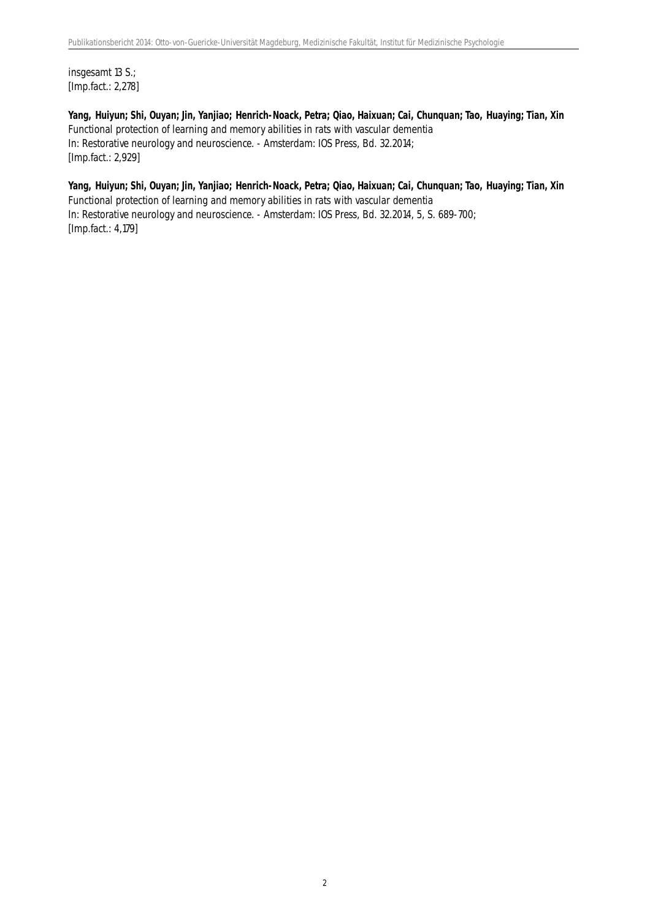insgesamt 13 S.;
[Imp.fact.: 2,278]

**Yang, Huiyun; Shi, Ouyan; Jin, Yanjiao; Henrich-Noack, Petra; Qiao, Haixuan; Cai, Chunquan; Tao, Huaying; Tian, Xin**
*Functional protection of learning and memory abilities in rats with vascular dementia*
In: Restorative neurology and neuroscience. - Amsterdam: IOS Press, Bd. 32.2014;
[Imp.fact.: 2,929]

**Yang, Huiyun; Shi, Ouyan; Jin, Yanjiao; Henrich-Noack, Petra; Qiao, Haixuan; Cai, Chunquan; Tao, Huaying; Tian, Xin**
*Functional protection of learning and memory abilities in rats with vascular dementia*
In: Restorative neurology and neuroscience. - Amsterdam: IOS Press, Bd. 32.2014, 5, S. 689-700;
[Imp.fact.: 4,179]